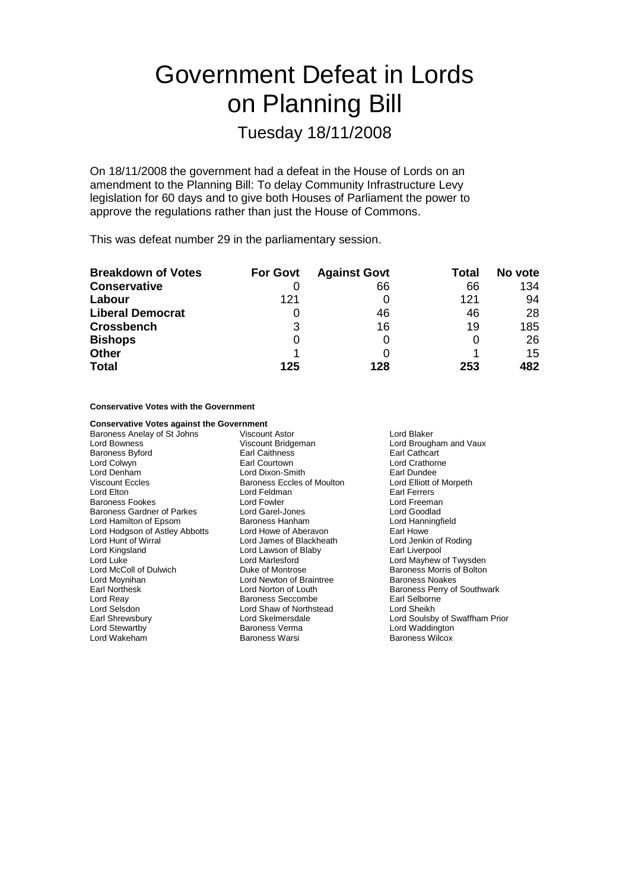# Government Defeat in Lords on Planning Bill

## Tuesday 18/11/2008

On 18/11/2008 the government had a defeat in the House of Lords on an amendment to the Planning Bill: To delay Community Infrastructure Levy legislation for 60 days and to give both Houses of Parliament the power to approve the regulations rather than just the House of Commons.

This was defeat number 29 in the parliamentary session.

| Breakdown of Votes | For Govt | Against Govt | Total | No vote |
|---|---|---|---|---|
| **Conservative** | 0 | 66 | 66 | 134 |
| **Labour** | 121 | 0 | 121 | 94 |
| **Liberal Democrat** | 0 | 46 | 46 | 28 |
| **Crossbench** | 3 | 16 | 19 | 185 |
| **Bishops** | 0 | 0 | 0 | 26 |
| **Other** | 1 | 0 | 1 | 15 |
| **Total** | **125** | **128** | **253** | **482** |

**Conservative Votes with the Government**

**Conservative Votes against the Government**

| | | |
|---|---|---|
| Baroness Anelay of St Johns | Viscount Astor | Lord Blaker |
| Lord Bowness | Viscount Bridgeman | Lord Brougham and Vaux |
| Baroness Byford | Earl Caithness | Earl Cathcart |
| Lord Colwyn | Earl Courtown | Lord Crathorne |
| Lord Denham | Lord Dixon-Smith | Earl Dundee |
| Viscount Eccles | Baroness Eccles of Moulton | Lord Elliott of Morpeth |
| Lord Elton | Lord Feldman | Earl Ferrers |
| Baroness Fookes | Lord Fowler | Lord Freeman |
| Baroness Gardner of Parkes | Lord Garel-Jones | Lord Goodlad |
| Lord Hamilton of Epsom | Baroness Hanham | Lord Hanningfield |
| Lord Hodgson of Astley Abbotts | Lord Howe of Aberavon | Earl Howe |
| Lord Hunt of Wirral | Lord James of Blackheath | Lord Jenkin of Roding |
| Lord Kingsland | Lord Lawson of Blaby | Earl Liverpool |
| Lord Luke | Lord Marlesford | Lord Mayhew of Twysden |
| Lord McColl of Dulwich | Duke of Montrose | Baroness Morris of Bolton |
| Lord Moynihan | Lord Newton of Braintree | Baroness Noakes |
| Earl Northesk | Lord Norton of Louth | Baroness Perry of Southwark |
| Lord Reay | Baroness Seccombe | Earl Selborne |
| Lord Selsdon | Lord Shaw of Northstead | Lord Sheikh |
| Earl Shrewsbury | Lord Skelmersdale | Lord Soulsby of Swaffham Prior |
| Lord Stewartby | Baroness Verma | Lord Waddington |
| Lord Wakeham | Baroness Warsi | Baroness Wilcox |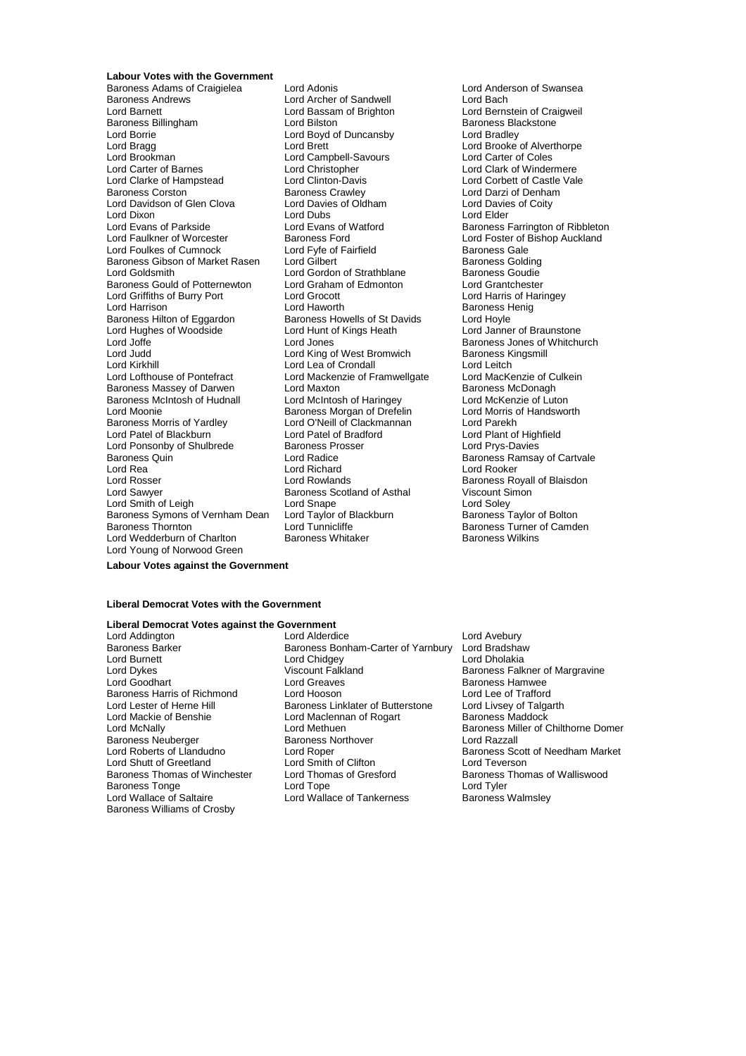**Labour Votes with the Government**

Baroness Adams of Craigielea
Lord Adonis
Lord Anderson of Swansea
Baroness Andrews
Lord Archer of Sandwell
Lord Bach
Lord Barnett
Lord Bassam of Brighton
Lord Bernstein of Craigweil
Baroness Billingham
Lord Bilston
Baroness Blackstone
Lord Borrie
Lord Boyd of Duncansby
Lord Bradley
Lord Bragg
Lord Brett
Lord Brooke of Alverthorpe
Lord Brookman
Lord Campbell-Savours
Lord Carter of Coles
Lord Carter of Barnes
Lord Christopher
Lord Clark of Windermere
Lord Clarke of Hampstead
Lord Clinton-Davis
Lord Corbett of Castle Vale
Baroness Corston
Baroness Crawley
Lord Darzi of Denham
Lord Davidson of Glen Clova
Lord Davies of Oldham
Lord Davies of Coity
Lord Dixon
Lord Dubs
Lord Elder
Lord Evans of Parkside
Lord Evans of Watford
Baroness Farrington of Ribbleton
Lord Faulkner of Worcester
Baroness Ford
Lord Foster of Bishop Auckland
Lord Foulkes of Cumnock
Lord Fyfe of Fairfield
Baroness Gale
Baroness Gibson of Market Rasen
Lord Gilbert
Baroness Golding
Lord Goldsmith
Lord Gordon of Strathblane
Baroness Goudie
Baroness Gould of Potternewton
Lord Graham of Edmonton
Lord Grantchester
Lord Griffiths of Burry Port
Lord Grocott
Lord Harris of Haringey
Lord Harrison
Lord Haworth
Baroness Henig
Baroness Hilton of Eggardon
Baroness Howells of St Davids
Lord Hoyle
Lord Hughes of Woodside
Lord Hunt of Kings Heath
Lord Janner of Braunstone
Lord Joffe
Lord Jones
Baroness Jones of Whitchurch
Lord Judd
Lord King of West Bromwich
Baroness Kingsmill
Lord Kirkhill
Lord Lea of Crondall
Lord Leitch
Lord Lofthouse of Pontefract
Lord Mackenzie of Framwellgate
Lord MacKenzie of Culkein
Baroness Massey of Darwen
Lord Maxton
Baroness McDonagh
Baroness McIntosh of Hudnall
Lord McIntosh of Haringey
Lord McKenzie of Luton
Lord Moonie
Baroness Morgan of Drefelin
Lord Morris of Handsworth
Baroness Morris of Yardley
Lord O'Neill of Clackmannan
Lord Parekh
Lord Patel of Blackburn
Lord Patel of Bradford
Lord Plant of Highfield
Lord Ponsonby of Shulbrede
Baroness Prosser
Lord Prys-Davies
Baroness Quin
Lord Radice
Baroness Ramsay of Cartvale
Lord Rea
Lord Richard
Lord Rooker
Lord Rosser
Lord Rowlands
Baroness Royall of Blaisdon
Lord Sawyer
Baroness Scotland of Asthal
Viscount Simon
Lord Smith of Leigh
Lord Snape
Lord Soley
Baroness Symons of Vernham Dean
Lord Taylor of Blackburn
Baroness Taylor of Bolton
Baroness Thornton
Lord Tunnicliffe
Baroness Turner of Camden
Lord Wedderburn of Charlton
Baroness Whitaker
Baroness Wilkins
Lord Young of Norwood Green

**Labour Votes against the Government**

**Liberal Democrat Votes with the Government**

**Liberal Democrat Votes against the Government**

Lord Addington
Lord Alderdice
Lord Avebury
Baroness Barker
Baroness Bonham-Carter of Yarnbury
Lord Bradshaw
Lord Burnett
Lord Chidgey
Lord Dholakia
Lord Dykes
Viscount Falkland
Baroness Falkner of Margravine
Lord Goodhart
Lord Greaves
Baroness Hamwee
Baroness Harris of Richmond
Lord Hooson
Lord Lee of Trafford
Lord Lester of Herne Hill
Baroness Linklater of Butterstone
Lord Livsey of Talgarth
Lord Mackie of Benshie
Lord Maclennan of Rogart
Baroness Maddock
Lord McNally
Lord Methuen
Baroness Miller of Chilthorne Domer
Baroness Neuberger
Baroness Northover
Lord Razzall
Lord Roberts of Llandudno
Lord Roper
Baroness Scott of Needham Market
Lord Shutt of Greetland
Lord Smith of Clifton
Lord Teverson
Baroness Thomas of Winchester
Lord Thomas of Gresford
Baroness Thomas of Walliswood
Baroness Tonge
Lord Tope
Lord Tyler
Lord Wallace of Saltaire
Lord Wallace of Tankerness
Baroness Walmsley
Baroness Williams of Crosby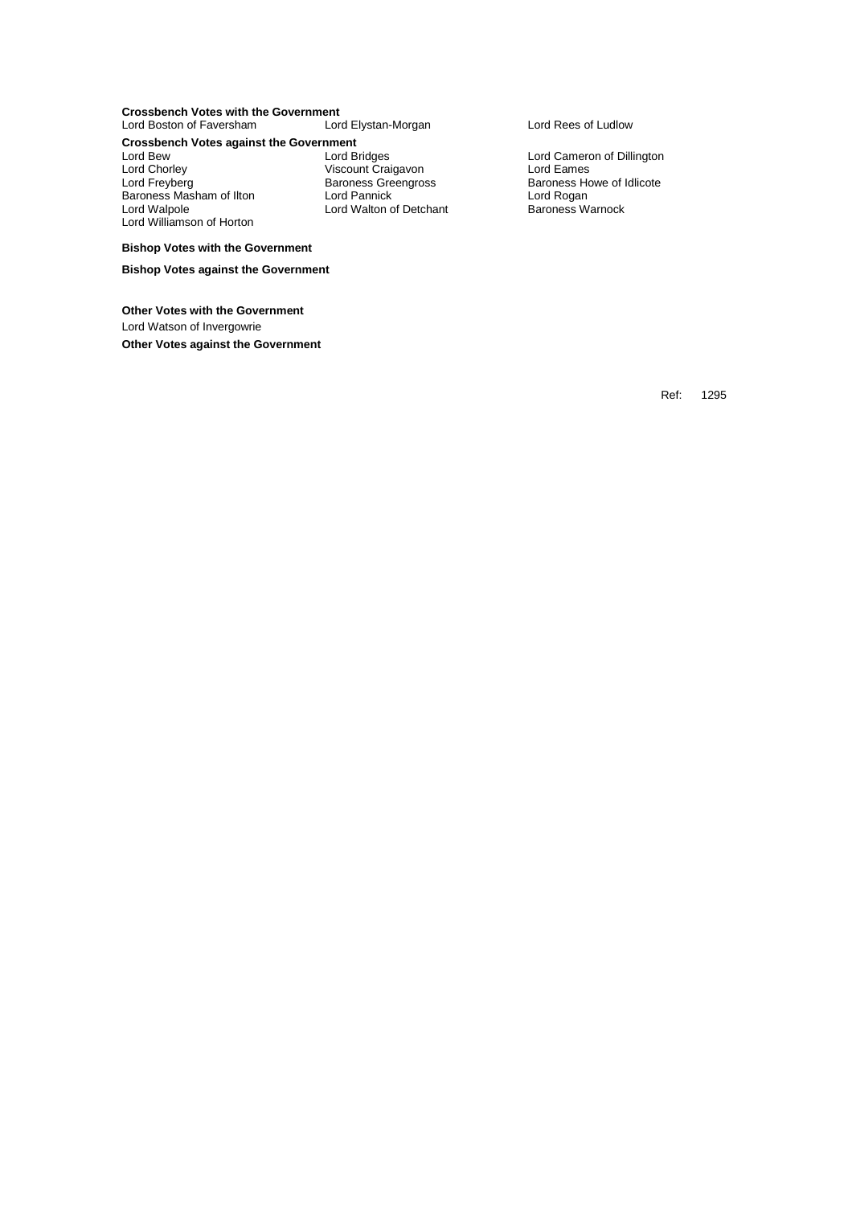**Crossbench Votes with the Government**

Lord Boston of Faversham
Lord Elystan-Morgan
Lord Rees of Ludlow

**Crossbench Votes against the Government**

Lord Bew
Lord Bridges
Lord Cameron of Dillington
Lord Chorley
Viscount Craigavon
Lord Eames
Lord Freyberg
Baroness Greengross
Baroness Howe of Idlicote
Baroness Masham of Ilton
Lord Pannick
Lord Rogan
Lord Walpole
Lord Walton of Detchant
Baroness Warnock
Lord Williamson of Horton

**Bishop Votes with the Government**

**Bishop Votes against the Government**

**Other Votes with the Government**

Lord Watson of Invergowrie

**Other Votes against the Government**

Ref: 1295